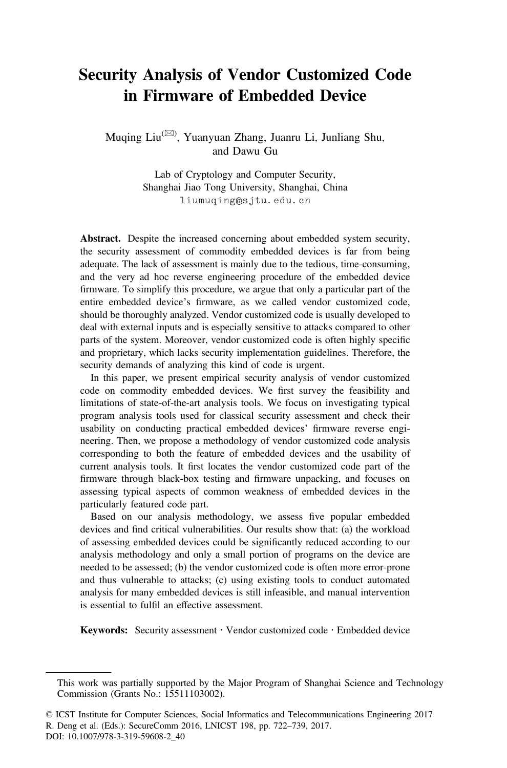# Security Analysis of Vendor Customized Code in Firmware of Embedded Device

Muqing Liu(✉), Yuanyuan Zhang, Juanru Li, Junliang Shu, and Dawu Gu

Lab of Cryptology and Computer Security,
Shanghai Jiao Tong University, Shanghai, China
liumuqing@sjtu.edu.cn

**Abstract.** Despite the increased concerning about embedded system security, the security assessment of commodity embedded devices is far from being adequate. The lack of assessment is mainly due to the tedious, time-consuming, and the very ad hoc reverse engineering procedure of the embedded device firmware. To simplify this procedure, we argue that only a particular part of the entire embedded device's firmware, as we called vendor customized code, should be thoroughly analyzed. Vendor customized code is usually developed to deal with external inputs and is especially sensitive to attacks compared to other parts of the system. Moreover, vendor customized code is often highly specific and proprietary, which lacks security implementation guidelines. Therefore, the security demands of analyzing this kind of code is urgent.

In this paper, we present empirical security analysis of vendor customized code on commodity embedded devices. We first survey the feasibility and limitations of state-of-the-art analysis tools. We focus on investigating typical program analysis tools used for classical security assessment and check their usability on conducting practical embedded devices' firmware reverse engineering. Then, we propose a methodology of vendor customized code analysis corresponding to both the feature of embedded devices and the usability of current analysis tools. It first locates the vendor customized code part of the firmware through black-box testing and firmware unpacking, and focuses on assessing typical aspects of common weakness of embedded devices in the particularly featured code part.

Based on our analysis methodology, we assess five popular embedded devices and find critical vulnerabilities. Our results show that: (a) the workload of assessing embedded devices could be significantly reduced according to our analysis methodology and only a small portion of programs on the device are needed to be assessed; (b) the vendor customized code is often more error-prone and thus vulnerable to attacks; (c) using existing tools to conduct automated analysis for many embedded devices is still infeasible, and manual intervention is essential to fulfil an effective assessment.

**Keywords:** Security assessment · Vendor customized code · Embedded device

---

This work was partially supported by the Major Program of Shanghai Science and Technology Commission (Grants No.: 15511103002).

© ICST Institute for Computer Sciences, Social Informatics and Telecommunications Engineering 2017
R. Deng et al. (Eds.): SecureComm 2016, LNICST 198, pp. 722–739, 2017.
DOI: 10.1007/978-3-319-59608-2_40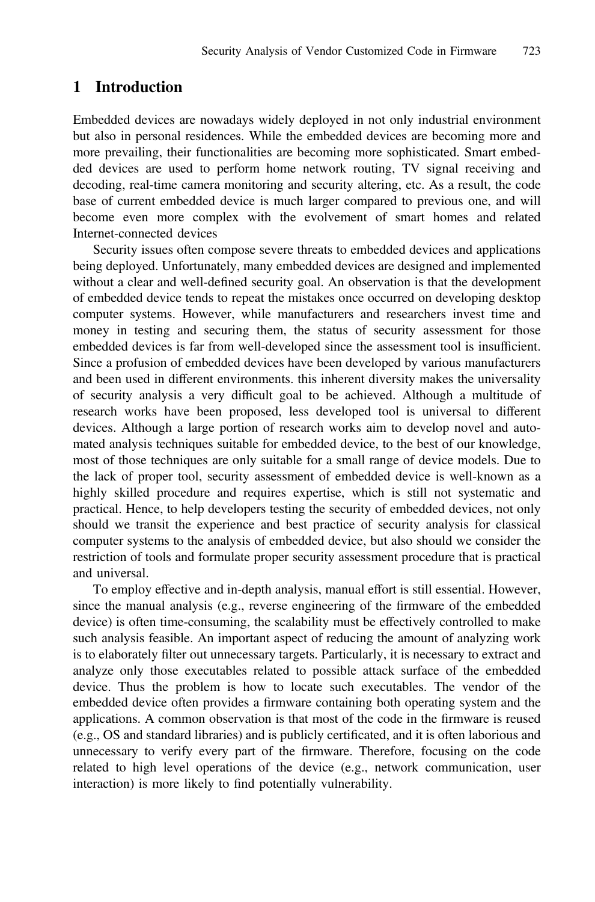## 1 Introduction

Embedded devices are nowadays widely deployed in not only industrial environment but also in personal residences. While the embedded devices are becoming more and more prevailing, their functionalities are becoming more sophisticated. Smart embedded devices are used to perform home network routing, TV signal receiving and decoding, real-time camera monitoring and security altering, etc. As a result, the code base of current embedded device is much larger compared to previous one, and will become even more complex with the evolvement of smart homes and related Internet-connected devices

Security issues often compose severe threats to embedded devices and applications being deployed. Unfortunately, many embedded devices are designed and implemented without a clear and well-defined security goal. An observation is that the development of embedded device tends to repeat the mistakes once occurred on developing desktop computer systems. However, while manufacturers and researchers invest time and money in testing and securing them, the status of security assessment for those embedded devices is far from well-developed since the assessment tool is insufficient. Since a profusion of embedded devices have been developed by various manufacturers and been used in different environments. this inherent diversity makes the universality of security analysis a very difficult goal to be achieved. Although a multitude of research works have been proposed, less developed tool is universal to different devices. Although a large portion of research works aim to develop novel and automated analysis techniques suitable for embedded device, to the best of our knowledge, most of those techniques are only suitable for a small range of device models. Due to the lack of proper tool, security assessment of embedded device is well-known as a highly skilled procedure and requires expertise, which is still not systematic and practical. Hence, to help developers testing the security of embedded devices, not only should we transit the experience and best practice of security analysis for classical computer systems to the analysis of embedded device, but also should we consider the restriction of tools and formulate proper security assessment procedure that is practical and universal.

To employ effective and in-depth analysis, manual effort is still essential. However, since the manual analysis (e.g., reverse engineering of the firmware of the embedded device) is often time-consuming, the scalability must be effectively controlled to make such analysis feasible. An important aspect of reducing the amount of analyzing work is to elaborately filter out unnecessary targets. Particularly, it is necessary to extract and analyze only those executables related to possible attack surface of the embedded device. Thus the problem is how to locate such executables. The vendor of the embedded device often provides a firmware containing both operating system and the applications. A common observation is that most of the code in the firmware is reused (e.g., OS and standard libraries) and is publicly certificated, and it is often laborious and unnecessary to verify every part of the firmware. Therefore, focusing on the code related to high level operations of the device (e.g., network communication, user interaction) is more likely to find potentially vulnerability.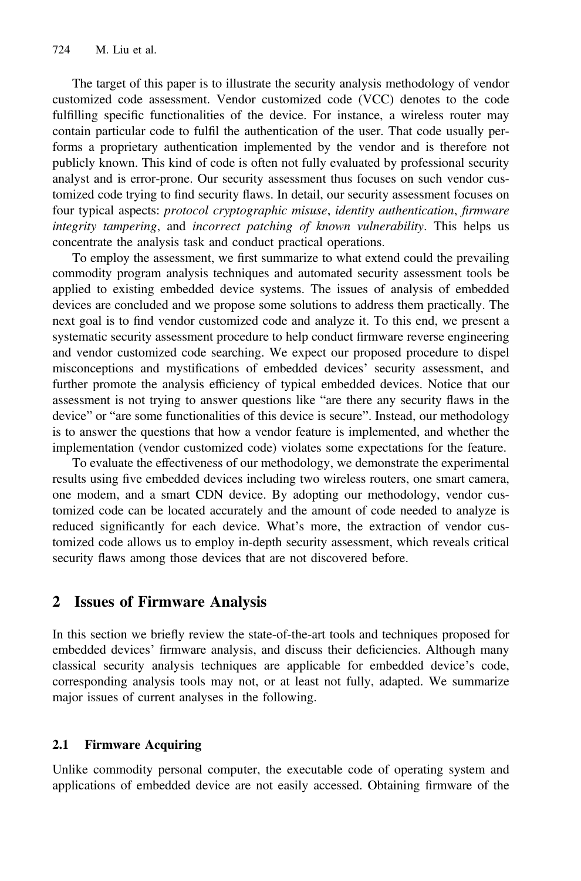The target of this paper is to illustrate the security analysis methodology of vendor customized code assessment. Vendor customized code (VCC) denotes to the code fulfilling specific functionalities of the device. For instance, a wireless router may contain particular code to fulfil the authentication of the user. That code usually performs a proprietary authentication implemented by the vendor and is therefore not publicly known. This kind of code is often not fully evaluated by professional security analyst and is error-prone. Our security assessment thus focuses on such vendor customized code trying to find security flaws. In detail, our security assessment focuses on four typical aspects: *protocol cryptographic misuse*, *identity authentication*, *firmware integrity tampering*, and *incorrect patching of known vulnerability*. This helps us concentrate the analysis task and conduct practical operations.

To employ the assessment, we first summarize to what extend could the prevailing commodity program analysis techniques and automated security assessment tools be applied to existing embedded device systems. The issues of analysis of embedded devices are concluded and we propose some solutions to address them practically. The next goal is to find vendor customized code and analyze it. To this end, we present a systematic security assessment procedure to help conduct firmware reverse engineering and vendor customized code searching. We expect our proposed procedure to dispel misconceptions and mystifications of embedded devices' security assessment, and further promote the analysis efficiency of typical embedded devices. Notice that our assessment is not trying to answer questions like "are there any security flaws in the device" or "are some functionalities of this device is secure". Instead, our methodology is to answer the questions that how a vendor feature is implemented, and whether the implementation (vendor customized code) violates some expectations for the feature.

To evaluate the effectiveness of our methodology, we demonstrate the experimental results using five embedded devices including two wireless routers, one smart camera, one modem, and a smart CDN device. By adopting our methodology, vendor customized code can be located accurately and the amount of code needed to analyze is reduced significantly for each device. What's more, the extraction of vendor customized code allows us to employ in-depth security assessment, which reveals critical security flaws among those devices that are not discovered before.

## 2 Issues of Firmware Analysis

In this section we briefly review the state-of-the-art tools and techniques proposed for embedded devices' firmware analysis, and discuss their deficiencies. Although many classical security analysis techniques are applicable for embedded device's code, corresponding analysis tools may not, or at least not fully, adapted. We summarize major issues of current analyses in the following.

### 2.1 Firmware Acquiring

Unlike commodity personal computer, the executable code of operating system and applications of embedded device are not easily accessed. Obtaining firmware of the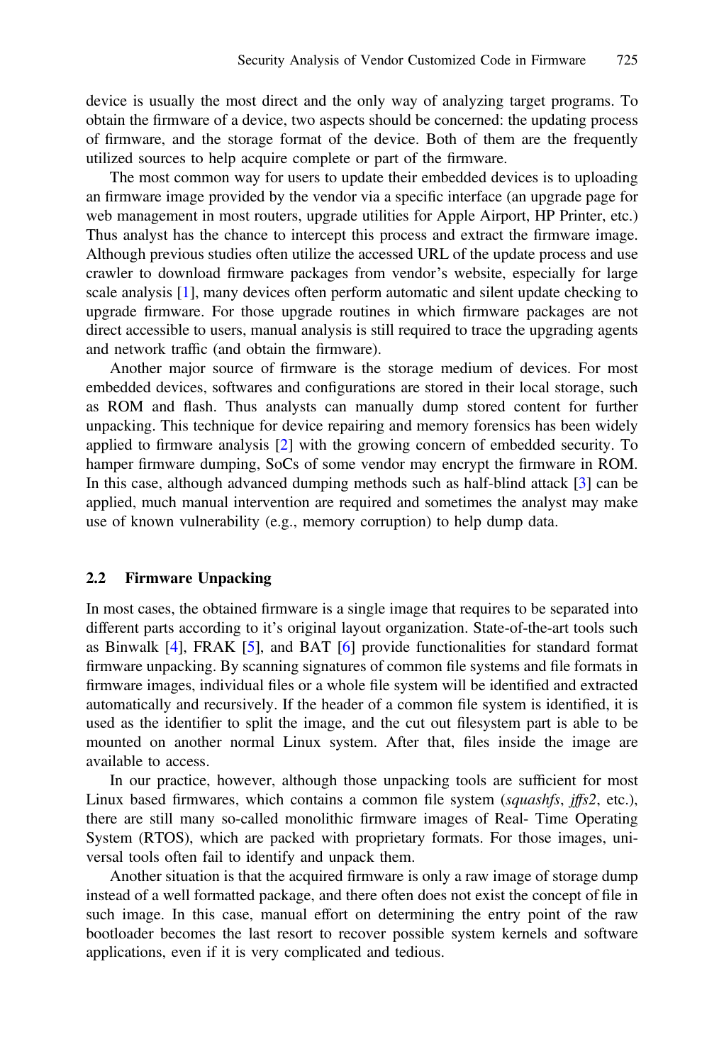device is usually the most direct and the only way of analyzing target programs. To obtain the firmware of a device, two aspects should be concerned: the updating process of firmware, and the storage format of the device. Both of them are the frequently utilized sources to help acquire complete or part of the firmware.

The most common way for users to update their embedded devices is to uploading an firmware image provided by the vendor via a specific interface (an upgrade page for web management in most routers, upgrade utilities for Apple Airport, HP Printer, etc.) Thus analyst has the chance to intercept this process and extract the firmware image. Although previous studies often utilize the accessed URL of the update process and use crawler to download firmware packages from vendor's website, especially for large scale analysis [1], many devices often perform automatic and silent update checking to upgrade firmware. For those upgrade routines in which firmware packages are not direct accessible to users, manual analysis is still required to trace the upgrading agents and network traffic (and obtain the firmware).

Another major source of firmware is the storage medium of devices. For most embedded devices, softwares and configurations are stored in their local storage, such as ROM and flash. Thus analysts can manually dump stored content for further unpacking. This technique for device repairing and memory forensics has been widely applied to firmware analysis [2] with the growing concern of embedded security. To hamper firmware dumping, SoCs of some vendor may encrypt the firmware in ROM. In this case, although advanced dumping methods such as half-blind attack [3] can be applied, much manual intervention are required and sometimes the analyst may make use of known vulnerability (e.g., memory corruption) to help dump data.

### 2.2 Firmware Unpacking

In most cases, the obtained firmware is a single image that requires to be separated into different parts according to it's original layout organization. State-of-the-art tools such as Binwalk [4], FRAK [5], and BAT [6] provide functionalities for standard format firmware unpacking. By scanning signatures of common file systems and file formats in firmware images, individual files or a whole file system will be identified and extracted automatically and recursively. If the header of a common file system is identified, it is used as the identifier to split the image, and the cut out filesystem part is able to be mounted on another normal Linux system. After that, files inside the image are available to access.

In our practice, however, although those unpacking tools are sufficient for most Linux based firmwares, which contains a common file system (*squashfs*, *jffs2*, etc.), there are still many so-called monolithic firmware images of Real- Time Operating System (RTOS), which are packed with proprietary formats. For those images, universal tools often fail to identify and unpack them.

Another situation is that the acquired firmware is only a raw image of storage dump instead of a well formatted package, and there often does not exist the concept of file in such image. In this case, manual effort on determining the entry point of the raw bootloader becomes the last resort to recover possible system kernels and software applications, even if it is very complicated and tedious.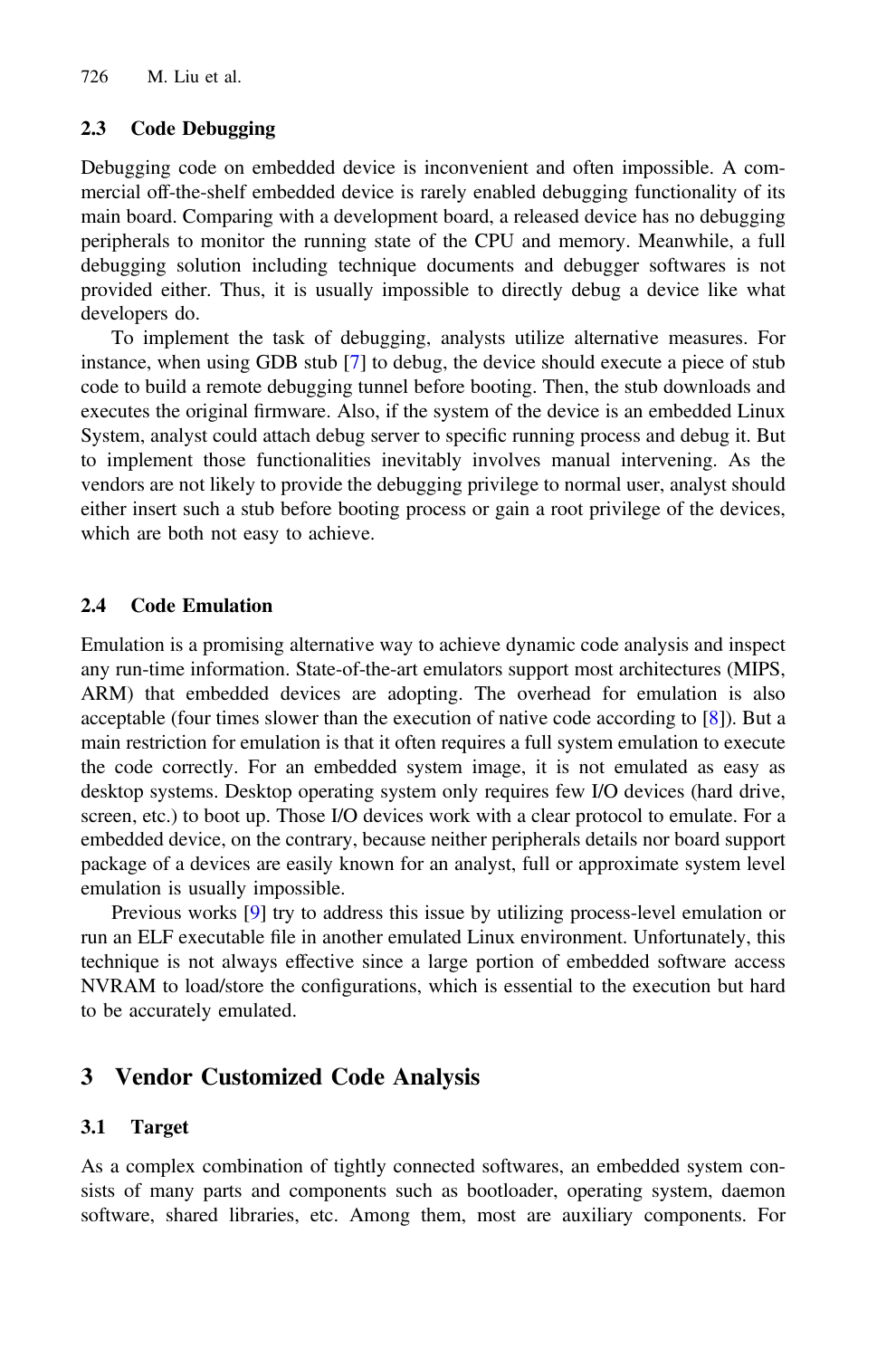### 2.3 Code Debugging

Debugging code on embedded device is inconvenient and often impossible. A commercial off-the-shelf embedded device is rarely enabled debugging functionality of its main board. Comparing with a development board, a released device has no debugging peripherals to monitor the running state of the CPU and memory. Meanwhile, a full debugging solution including technique documents and debugger softwares is not provided either. Thus, it is usually impossible to directly debug a device like what developers do.

To implement the task of debugging, analysts utilize alternative measures. For instance, when using GDB stub [7] to debug, the device should execute a piece of stub code to build a remote debugging tunnel before booting. Then, the stub downloads and executes the original firmware. Also, if the system of the device is an embedded Linux System, analyst could attach debug server to specific running process and debug it. But to implement those functionalities inevitably involves manual intervening. As the vendors are not likely to provide the debugging privilege to normal user, analyst should either insert such a stub before booting process or gain a root privilege of the devices, which are both not easy to achieve.

### 2.4 Code Emulation

Emulation is a promising alternative way to achieve dynamic code analysis and inspect any run-time information. State-of-the-art emulators support most architectures (MIPS, ARM) that embedded devices are adopting. The overhead for emulation is also acceptable (four times slower than the execution of native code according to [8]). But a main restriction for emulation is that it often requires a full system emulation to execute the code correctly. For an embedded system image, it is not emulated as easy as desktop systems. Desktop operating system only requires few I/O devices (hard drive, screen, etc.) to boot up. Those I/O devices work with a clear protocol to emulate. For a embedded device, on the contrary, because neither peripherals details nor board support package of a devices are easily known for an analyst, full or approximate system level emulation is usually impossible.

Previous works [9] try to address this issue by utilizing process-level emulation or run an ELF executable file in another emulated Linux environment. Unfortunately, this technique is not always effective since a large portion of embedded software access NVRAM to load/store the configurations, which is essential to the execution but hard to be accurately emulated.

## 3 Vendor Customized Code Analysis

### 3.1 Target

As a complex combination of tightly connected softwares, an embedded system consists of many parts and components such as bootloader, operating system, daemon software, shared libraries, etc. Among them, most are auxiliary components. For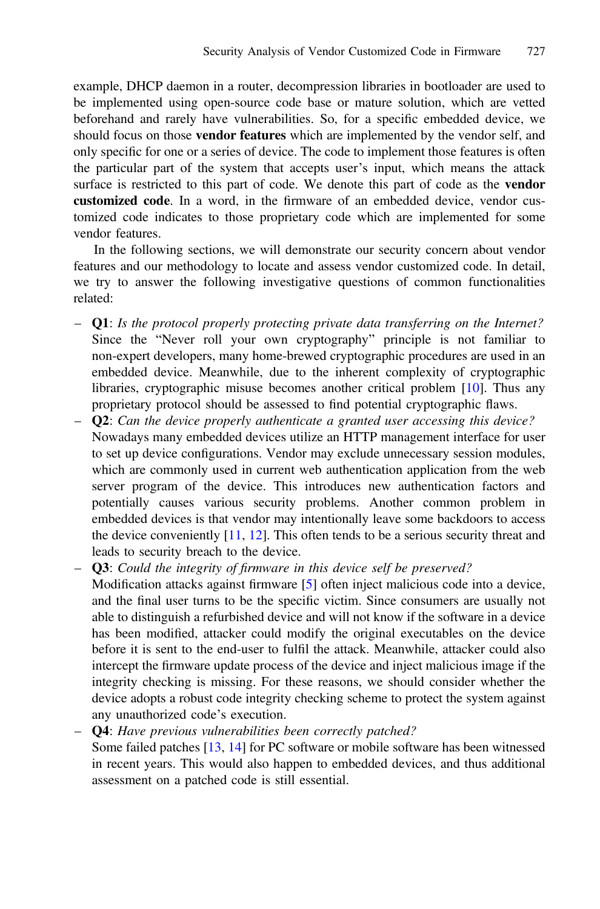example, DHCP daemon in a router, decompression libraries in bootloader are used to be implemented using open-source code base or mature solution, which are vetted beforehand and rarely have vulnerabilities. So, for a specific embedded device, we should focus on those **vendor features** which are implemented by the vendor self, and only specific for one or a series of device. The code to implement those features is often the particular part of the system that accepts user's input, which means the attack surface is restricted to this part of code. We denote this part of code as the **vendor customized code**. In a word, in the firmware of an embedded device, vendor customized code indicates to those proprietary code which are implemented for some vendor features.

In the following sections, we will demonstrate our security concern about vendor features and our methodology to locate and assess vendor customized code. In detail, we try to answer the following investigative questions of common functionalities related:

- **Q1**: *Is the protocol properly protecting private data transferring on the Internet?* Since the "Never roll your own cryptography" principle is not familiar to non-expert developers, many home-brewed cryptographic procedures are used in an embedded device. Meanwhile, due to the inherent complexity of cryptographic libraries, cryptographic misuse becomes another critical problem [10]. Thus any proprietary protocol should be assessed to find potential cryptographic flaws.
- **Q2**: *Can the device properly authenticate a granted user accessing this device?* Nowadays many embedded devices utilize an HTTP management interface for user to set up device configurations. Vendor may exclude unnecessary session modules, which are commonly used in current web authentication application from the web server program of the device. This introduces new authentication factors and potentially causes various security problems. Another common problem in embedded devices is that vendor may intentionally leave some backdoors to access the device conveniently [11, 12]. This often tends to be a serious security threat and leads to security breach to the device.
- **Q3**: *Could the integrity of firmware in this device self be preserved?* Modification attacks against firmware [5] often inject malicious code into a device, and the final user turns to be the specific victim. Since consumers are usually not able to distinguish a refurbished device and will not know if the software in a device has been modified, attacker could modify the original executables on the device before it is sent to the end-user to fulfil the attack. Meanwhile, attacker could also intercept the firmware update process of the device and inject malicious image if the integrity checking is missing. For these reasons, we should consider whether the device adopts a robust code integrity checking scheme to protect the system against any unauthorized code's execution.
- **Q4**: *Have previous vulnerabilities been correctly patched?* Some failed patches [13, 14] for PC software or mobile software has been witnessed in recent years. This would also happen to embedded devices, and thus additional assessment on a patched code is still essential.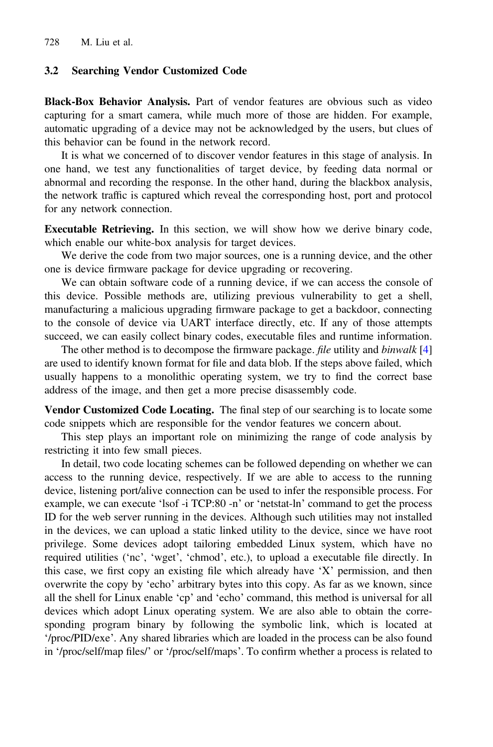### 3.2 Searching Vendor Customized Code

**Black-Box Behavior Analysis.** Part of vendor features are obvious such as video capturing for a smart camera, while much more of those are hidden. For example, automatic upgrading of a device may not be acknowledged by the users, but clues of this behavior can be found in the network record.

It is what we concerned of to discover vendor features in this stage of analysis. In one hand, we test any functionalities of target device, by feeding data normal or abnormal and recording the response. In the other hand, during the blackbox analysis, the network traffic is captured which reveal the corresponding host, port and protocol for any network connection.

**Executable Retrieving.** In this section, we will show how we derive binary code, which enable our white-box analysis for target devices.

We derive the code from two major sources, one is a running device, and the other one is device firmware package for device upgrading or recovering.

We can obtain software code of a running device, if we can access the console of this device. Possible methods are, utilizing previous vulnerability to get a shell, manufacturing a malicious upgrading firmware package to get a backdoor, connecting to the console of device via UART interface directly, etc. If any of those attempts succeed, we can easily collect binary codes, executable files and runtime information.

The other method is to decompose the firmware package. *file* utility and *binwalk* [4] are used to identify known format for file and data blob. If the steps above failed, which usually happens to a monolithic operating system, we try to find the correct base address of the image, and then get a more precise disassembly code.

**Vendor Customized Code Locating.** The final step of our searching is to locate some code snippets which are responsible for the vendor features we concern about.

This step plays an important role on minimizing the range of code analysis by restricting it into few small pieces.

In detail, two code locating schemes can be followed depending on whether we can access to the running device, respectively. If we are able to access to the running device, listening port/alive connection can be used to infer the responsible process. For example, we can execute 'lsof -i TCP:80 -n' or 'netstat-ln' command to get the process ID for the web server running in the devices. Although such utilities may not installed in the devices, we can upload a static linked utility to the device, since we have root privilege. Some devices adopt tailoring embedded Linux system, which have no required utilities ('nc', 'wget', 'chmod', etc.), to upload a executable file directly. In this case, we first copy an existing file which already have 'X' permission, and then overwrite the copy by 'echo' arbitrary bytes into this copy. As far as we known, since all the shell for Linux enable 'cp' and 'echo' command, this method is universal for all devices which adopt Linux operating system. We are also able to obtain the corresponding program binary by following the symbolic link, which is located at '/proc/PID/exe'. Any shared libraries which are loaded in the process can be also found in '/proc/self/map files/' or '/proc/self/maps'. To confirm whether a process is related to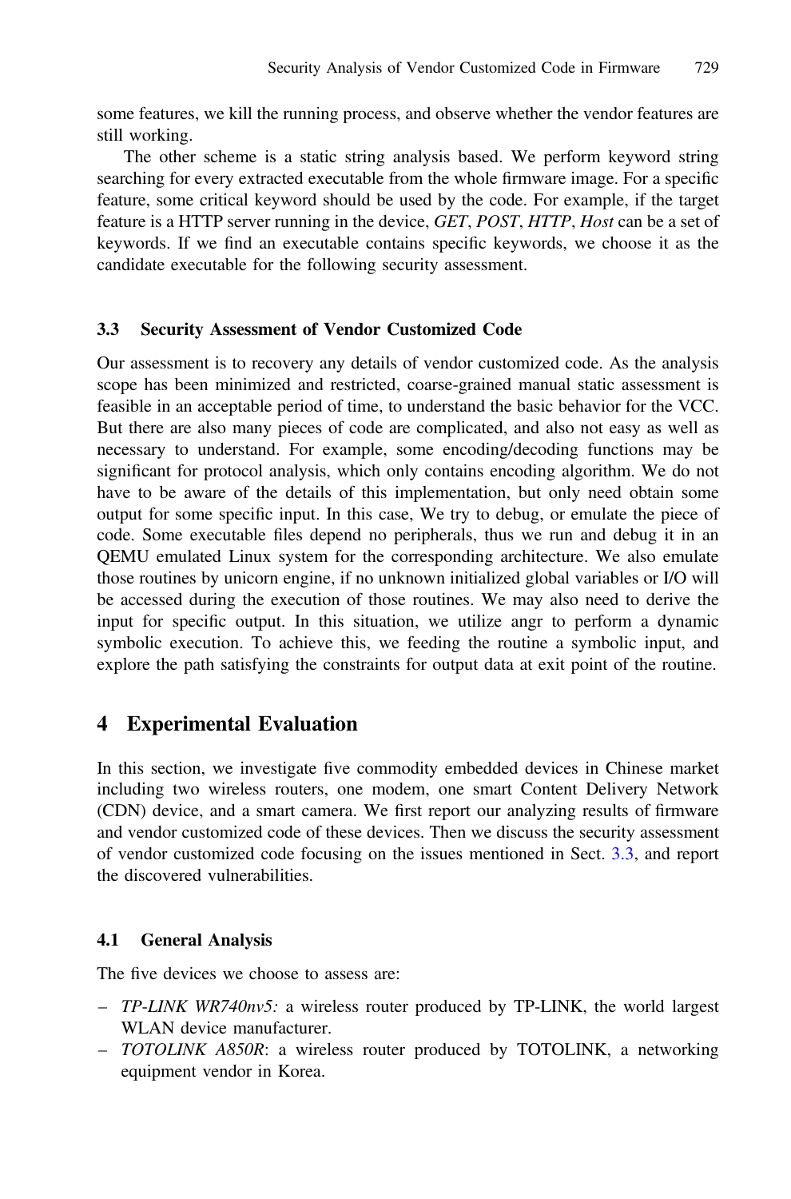some features, we kill the running process, and observe whether the vendor features are still working.

The other scheme is a static string analysis based. We perform keyword string searching for every extracted executable from the whole firmware image. For a specific feature, some critical keyword should be used by the code. For example, if the target feature is a HTTP server running in the device, *GET*, *POST*, *HTTP*, *Host* can be a set of keywords. If we find an executable contains specific keywords, we choose it as the candidate executable for the following security assessment.

### 3.3 Security Assessment of Vendor Customized Code

Our assessment is to recovery any details of vendor customized code. As the analysis scope has been minimized and restricted, coarse-grained manual static assessment is feasible in an acceptable period of time, to understand the basic behavior for the VCC. But there are also many pieces of code are complicated, and also not easy as well as necessary to understand. For example, some encoding/decoding functions may be significant for protocol analysis, which only contains encoding algorithm. We do not have to be aware of the details of this implementation, but only need obtain some output for some specific input. In this case, We try to debug, or emulate the piece of code. Some executable files depend no peripherals, thus we run and debug it in an QEMU emulated Linux system for the corresponding architecture. We also emulate those routines by unicorn engine, if no unknown initialized global variables or I/O will be accessed during the execution of those routines. We may also need to derive the input for specific output. In this situation, we utilize angr to perform a dynamic symbolic execution. To achieve this, we feeding the routine a symbolic input, and explore the path satisfying the constraints for output data at exit point of the routine.

## 4 Experimental Evaluation

In this section, we investigate five commodity embedded devices in Chinese market including two wireless routers, one modem, one smart Content Delivery Network (CDN) device, and a smart camera. We first report our analyzing results of firmware and vendor customized code of these devices. Then we discuss the security assessment of vendor customized code focusing on the issues mentioned in Sect. 3.3, and report the discovered vulnerabilities.

### 4.1 General Analysis

The five devices we choose to assess are:

- *TP-LINK WR740nv5:* a wireless router produced by TP-LINK, the world largest WLAN device manufacturer.
- *TOTOLINK A850R*: a wireless router produced by TOTOLINK, a networking equipment vendor in Korea.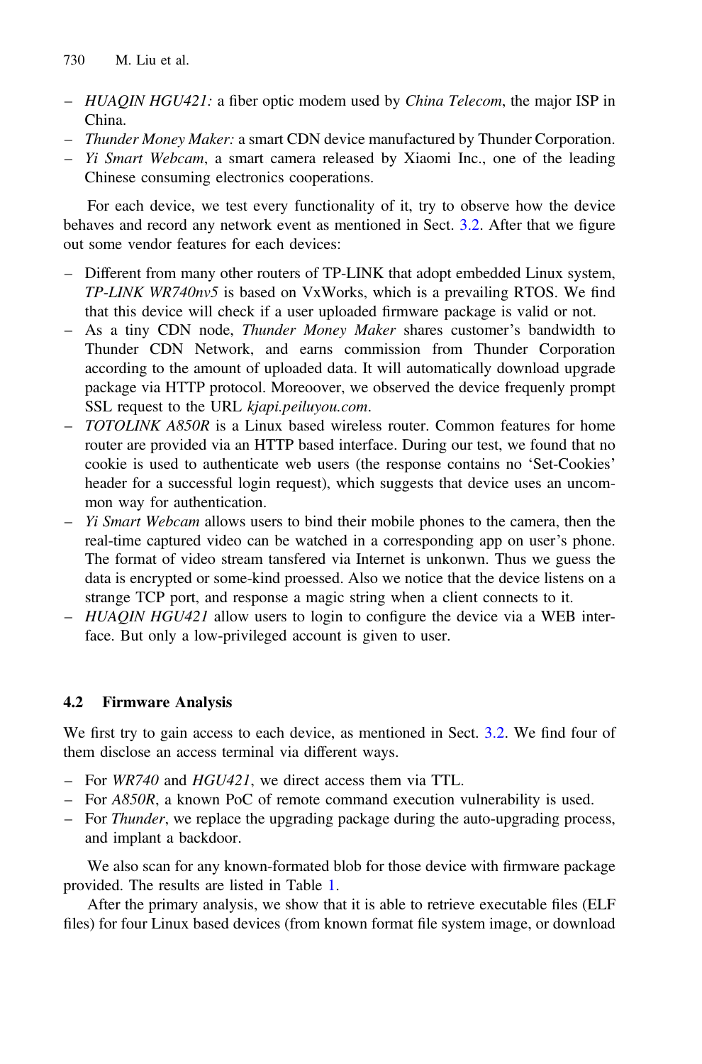- *HUAQIN HGU421:* a fiber optic modem used by *China Telecom*, the major ISP in China.
- *Thunder Money Maker:* a smart CDN device manufactured by Thunder Corporation.
- *Yi Smart Webcam*, a smart camera released by Xiaomi Inc., one of the leading Chinese consuming electronics cooperations.

For each device, we test every functionality of it, try to observe how the device behaves and record any network event as mentioned in Sect. 3.2. After that we figure out some vendor features for each devices:

- Different from many other routers of TP-LINK that adopt embedded Linux system, *TP-LINK WR740nv5* is based on VxWorks, which is a prevailing RTOS. We find that this device will check if a user uploaded firmware package is valid or not.
- As a tiny CDN node, *Thunder Money Maker* shares customer's bandwidth to Thunder CDN Network, and earns commission from Thunder Corporation according to the amount of uploaded data. It will automatically download upgrade package via HTTP protocol. Moreoover, we observed the device frequenly prompt SSL request to the URL *kjapi.peiluyou.com*.
- *TOTOLINK A850R* is a Linux based wireless router. Common features for home router are provided via an HTTP based interface. During our test, we found that no cookie is used to authenticate web users (the response contains no 'Set-Cookies' header for a successful login request), which suggests that device uses an uncommon way for authentication.
- *Yi Smart Webcam* allows users to bind their mobile phones to the camera, then the real-time captured video can be watched in a corresponding app on user's phone. The format of video stream tansfered via Internet is unkonwn. Thus we guess the data is encrypted or some-kind proessed. Also we notice that the device listens on a strange TCP port, and response a magic string when a client connects to it.
- *HUAQIN HGU421* allow users to login to configure the device via a WEB interface. But only a low-privileged account is given to user.

### 4.2 Firmware Analysis

We first try to gain access to each device, as mentioned in Sect. 3.2. We find four of them disclose an access terminal via different ways.

- For *WR740* and *HGU421*, we direct access them via TTL.
- For *A850R*, a known PoC of remote command execution vulnerability is used.
- For *Thunder*, we replace the upgrading package during the auto-upgrading process, and implant a backdoor.

We also scan for any known-formated blob for those device with firmware package provided. The results are listed in Table 1.

After the primary analysis, we show that it is able to retrieve executable files (ELF files) for four Linux based devices (from known format file system image, or download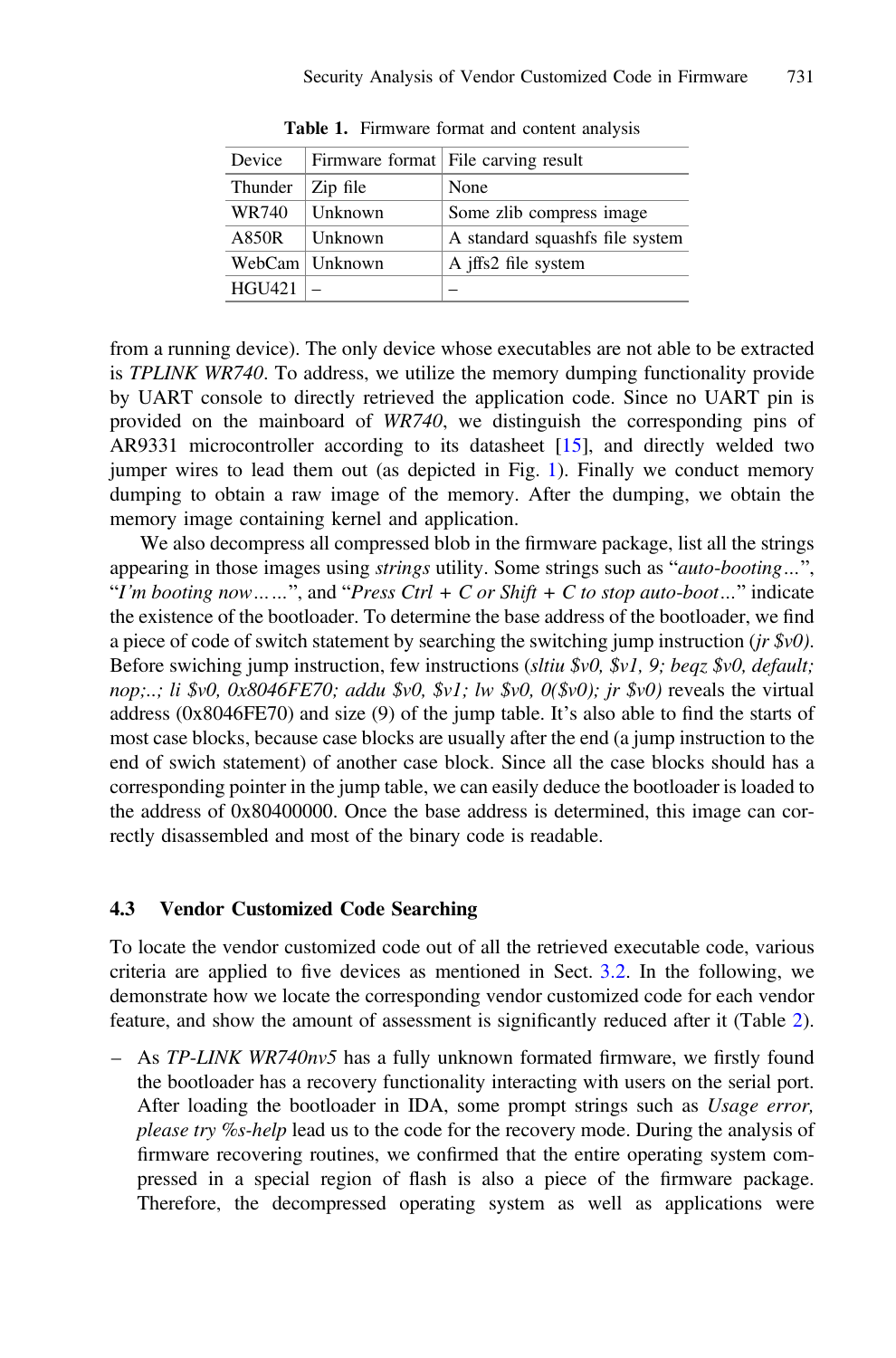**Table 1.** Firmware format and content analysis

| Device | Firmware format | File carving result |
| --- | --- | --- |
| Thunder | Zip file | None |
| WR740 | Unknown | Some zlib compress image |
| A850R | Unknown | A standard squashfs file system |
| WebCam | Unknown | A jffs2 file system |
| HGU421 | – | – |

from a running device). The only device whose executables are not able to be extracted is *TPLINK WR740*. To address, we utilize the memory dumping functionality provide by UART console to directly retrieved the application code. Since no UART pin is provided on the mainboard of *WR740*, we distinguish the corresponding pins of AR9331 microcontroller according to its datasheet [15], and directly welded two jumper wires to lead them out (as depicted in Fig. 1). Finally we conduct memory dumping to obtain a raw image of the memory. After the dumping, we obtain the memory image containing kernel and application.

We also decompress all compressed blob in the firmware package, list all the strings appearing in those images using *strings* utility. Some strings such as "*auto-booting…*", "*I'm booting now……*", and "*Press Ctrl + C or Shift + C to stop auto-boot…*" indicate the existence of the bootloader. To determine the base address of the bootloader, we find a piece of code of switch statement by searching the switching jump instruction (*jr $v0)*. Before swiching jump instruction, few instructions (*sltiu $v0, $v1, 9; beqz $v0, default; nop;..; li $v0, 0x8046FE70; addu $v0, $v1; lw $v0, 0($v0); jr $v0)* reveals the virtual address (0x8046FE70) and size (9) of the jump table. It's also able to find the starts of most case blocks, because case blocks are usually after the end (a jump instruction to the end of swich statement) of another case block. Since all the case blocks should has a corresponding pointer in the jump table, we can easily deduce the bootloader is loaded to the address of 0x80400000. Once the base address is determined, this image can correctly disassembled and most of the binary code is readable.

### 4.3 Vendor Customized Code Searching

To locate the vendor customized code out of all the retrieved executable code, various criteria are applied to five devices as mentioned in Sect. 3.2. In the following, we demonstrate how we locate the corresponding vendor customized code for each vendor feature, and show the amount of assessment is significantly reduced after it (Table 2).

– As *TP-LINK WR740nv5* has a fully unknown formated firmware, we firstly found the bootloader has a recovery functionality interacting with users on the serial port. After loading the bootloader in IDA, some prompt strings such as *Usage error, please try %s-help* lead us to the code for the recovery mode. During the analysis of firmware recovering routines, we confirmed that the entire operating system compressed in a special region of flash is also a piece of the firmware package. Therefore, the decompressed operating system as well as applications were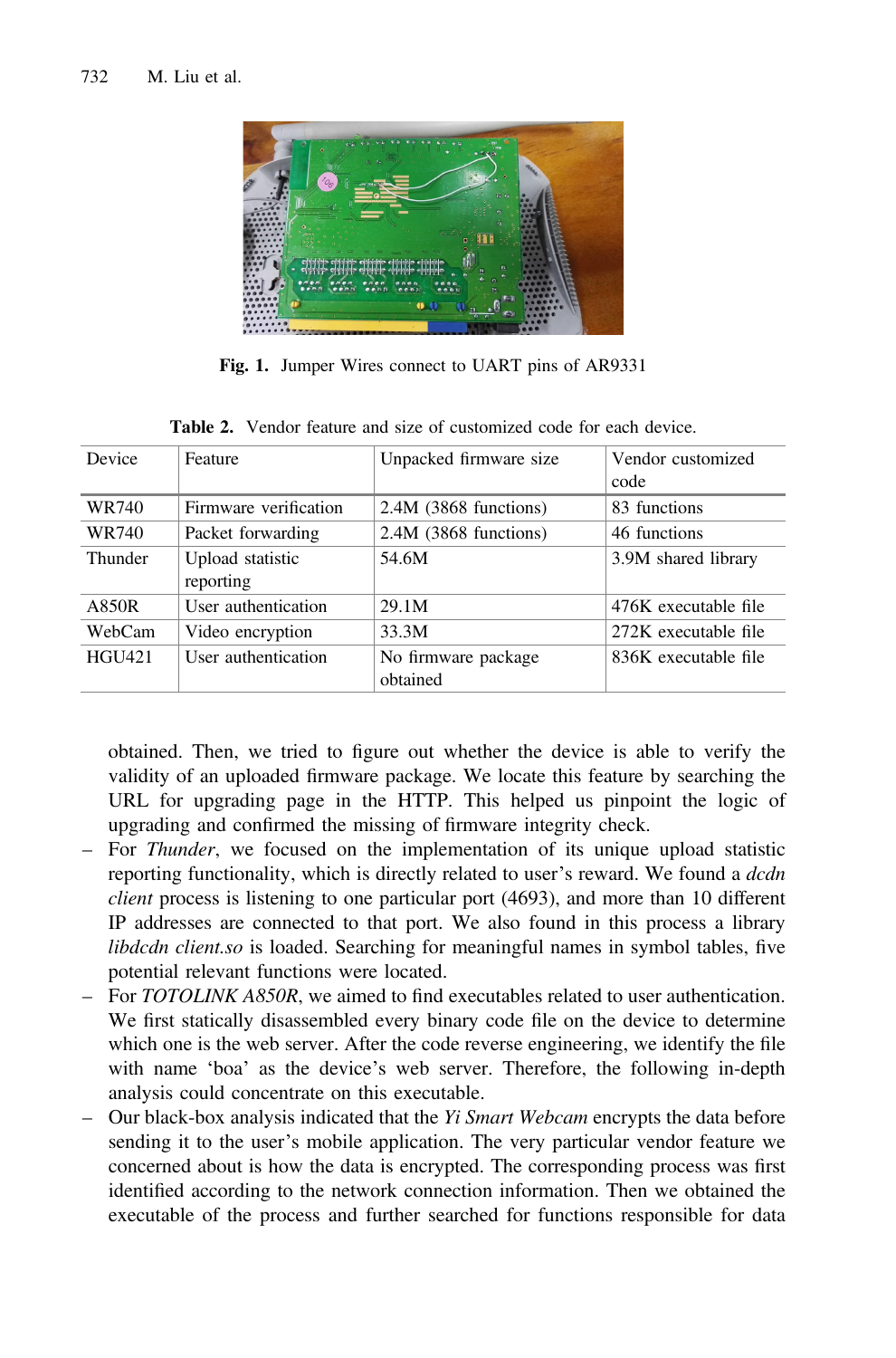Fig. 1. Jumper Wires connect to UART pins of AR9331

Table 2. Vendor feature and size of customized code for each device.

| Device | Feature | Unpacked firmware size | Vendor customized code |
|---|---|---|---|
| WR740 | Firmware verification | 2.4M (3868 functions) | 83 functions |
| WR740 | Packet forwarding | 2.4M (3868 functions) | 46 functions |
| Thunder | Upload statistic reporting | 54.6M | 3.9M shared library |
| A850R | User authentication | 29.1M | 476K executable file |
| WebCam | Video encryption | 33.3M | 272K executable file |
| HGU421 | User authentication | No firmware package obtained | 836K executable file |

obtained. Then, we tried to figure out whether the device is able to verify the validity of an uploaded firmware package. We locate this feature by searching the URL for upgrading page in the HTTP. This helped us pinpoint the logic of upgrading and confirmed the missing of firmware integrity check.

- For *Thunder*, we focused on the implementation of its unique upload statistic reporting functionality, which is directly related to user's reward. We found a *dcdn client* process is listening to one particular port (4693), and more than 10 different IP addresses are connected to that port. We also found in this process a library *libdcdn client.so* is loaded. Searching for meaningful names in symbol tables, five potential relevant functions were located.
- For *TOTOLINK A850R*, we aimed to find executables related to user authentication. We first statically disassembled every binary code file on the device to determine which one is the web server. After the code reverse engineering, we identify the file with name 'boa' as the device's web server. Therefore, the following in-depth analysis could concentrate on this executable.
- Our black-box analysis indicated that the *Yi Smart Webcam* encrypts the data before sending it to the user's mobile application. The very particular vendor feature we concerned about is how the data is encrypted. The corresponding process was first identified according to the network connection information. Then we obtained the executable of the process and further searched for functions responsible for data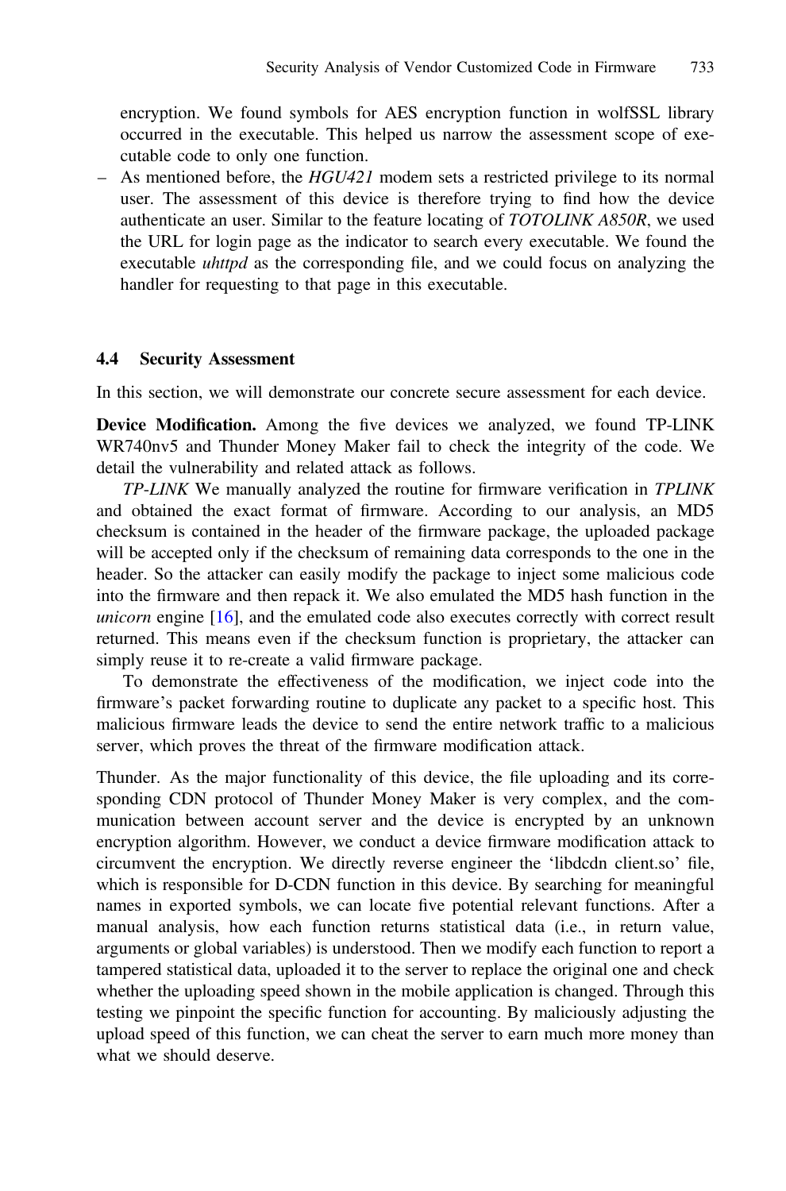encryption. We found symbols for AES encryption function in wolfSSL library occurred in the executable. This helped us narrow the assessment scope of executable code to only one function.

- As mentioned before, the *HGU421* modem sets a restricted privilege to its normal user. The assessment of this device is therefore trying to find how the device authenticate an user. Similar to the feature locating of *TOTOLINK A850R*, we used the URL for login page as the indicator to search every executable. We found the executable *uhttpd* as the corresponding file, and we could focus on analyzing the handler for requesting to that page in this executable.

### 4.4 Security Assessment

In this section, we will demonstrate our concrete secure assessment for each device.

**Device Modification.** Among the five devices we analyzed, we found TP-LINK WR740nv5 and Thunder Money Maker fail to check the integrity of the code. We detail the vulnerability and related attack as follows.

*TP-LINK* We manually analyzed the routine for firmware verification in *TPLINK* and obtained the exact format of firmware. According to our analysis, an MD5 checksum is contained in the header of the firmware package, the uploaded package will be accepted only if the checksum of remaining data corresponds to the one in the header. So the attacker can easily modify the package to inject some malicious code into the firmware and then repack it. We also emulated the MD5 hash function in the *unicorn* engine [16], and the emulated code also executes correctly with correct result returned. This means even if the checksum function is proprietary, the attacker can simply reuse it to re-create a valid firmware package.

To demonstrate the effectiveness of the modification, we inject code into the firmware's packet forwarding routine to duplicate any packet to a specific host. This malicious firmware leads the device to send the entire network traffic to a malicious server, which proves the threat of the firmware modification attack.

Thunder. As the major functionality of this device, the file uploading and its corresponding CDN protocol of Thunder Money Maker is very complex, and the communication between account server and the device is encrypted by an unknown encryption algorithm. However, we conduct a device firmware modification attack to circumvent the encryption. We directly reverse engineer the 'libdcdn client.so' file, which is responsible for D-CDN function in this device. By searching for meaningful names in exported symbols, we can locate five potential relevant functions. After a manual analysis, how each function returns statistical data (i.e., in return value, arguments or global variables) is understood. Then we modify each function to report a tampered statistical data, uploaded it to the server to replace the original one and check whether the uploading speed shown in the mobile application is changed. Through this testing we pinpoint the specific function for accounting. By maliciously adjusting the upload speed of this function, we can cheat the server to earn much more money than what we should deserve.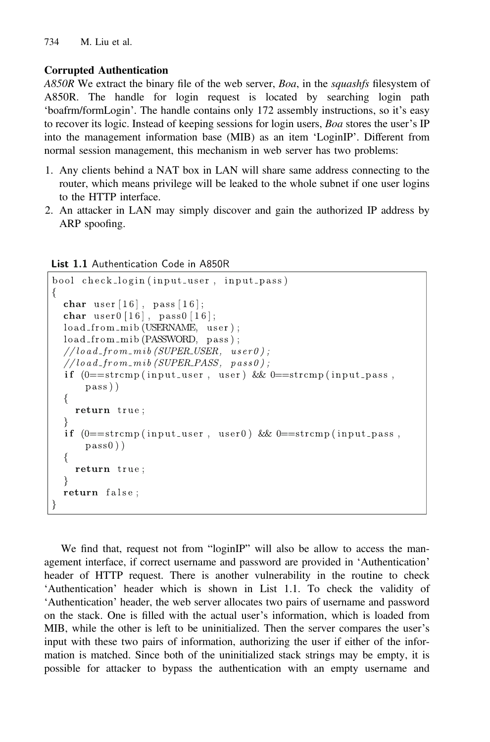**Corrupted Authentication**

*A850R* We extract the binary file of the web server, *Boa*, in the *squashfs* filesystem of A850R. The handle for login request is located by searching login path 'boafrm/formLogin'. The handle contains only 172 assembly instructions, so it's easy to recover its logic. Instead of keeping sessions for login users, *Boa* stores the user's IP into the management information base (MIB) as an item 'LoginIP'. Different from normal session management, this mechanism in web server has two problems:

1. Any clients behind a NAT box in LAN will share same address connecting to the router, which means privilege will be leaked to the whole subnet if one user logins to the HTTP interface.
2. An attacker in LAN may simply discover and gain the authorized IP address by ARP spoofing.

**List 1.1** Authentication Code in A850R

```
bool check_login(input_user, input_pass)
{
  char user[16], pass[16];
  char user0[16], pass0[16];
  load_from_mib(USERNAME, user);
  load_from_mib(PASSWORD, pass);
  //load_from_mib(SUPER_USER, user0);
  //load_from_mib(SUPER_PASS, pass0);
  if (0==strcmp(input_user, user) && 0==strcmp(input_pass,
      pass))
  {
    return true;
  }
  if (0==strcmp(input_user, user0) && 0==strcmp(input_pass,
      pass0))
  {
    return true;
  }
  return false;
}
```

We find that, request not from "loginIP" will also be allow to access the management interface, if correct username and password are provided in 'Authentication' header of HTTP request. There is another vulnerability in the routine to check 'Authentication' header which is shown in List 1.1. To check the validity of 'Authentication' header, the web server allocates two pairs of username and password on the stack. One is filled with the actual user's information, which is loaded from MIB, while the other is left to be uninitialized. Then the server compares the user's input with these two pairs of information, authorizing the user if either of the information is matched. Since both of the uninitialized stack strings may be empty, it is possible for attacker to bypass the authentication with an empty username and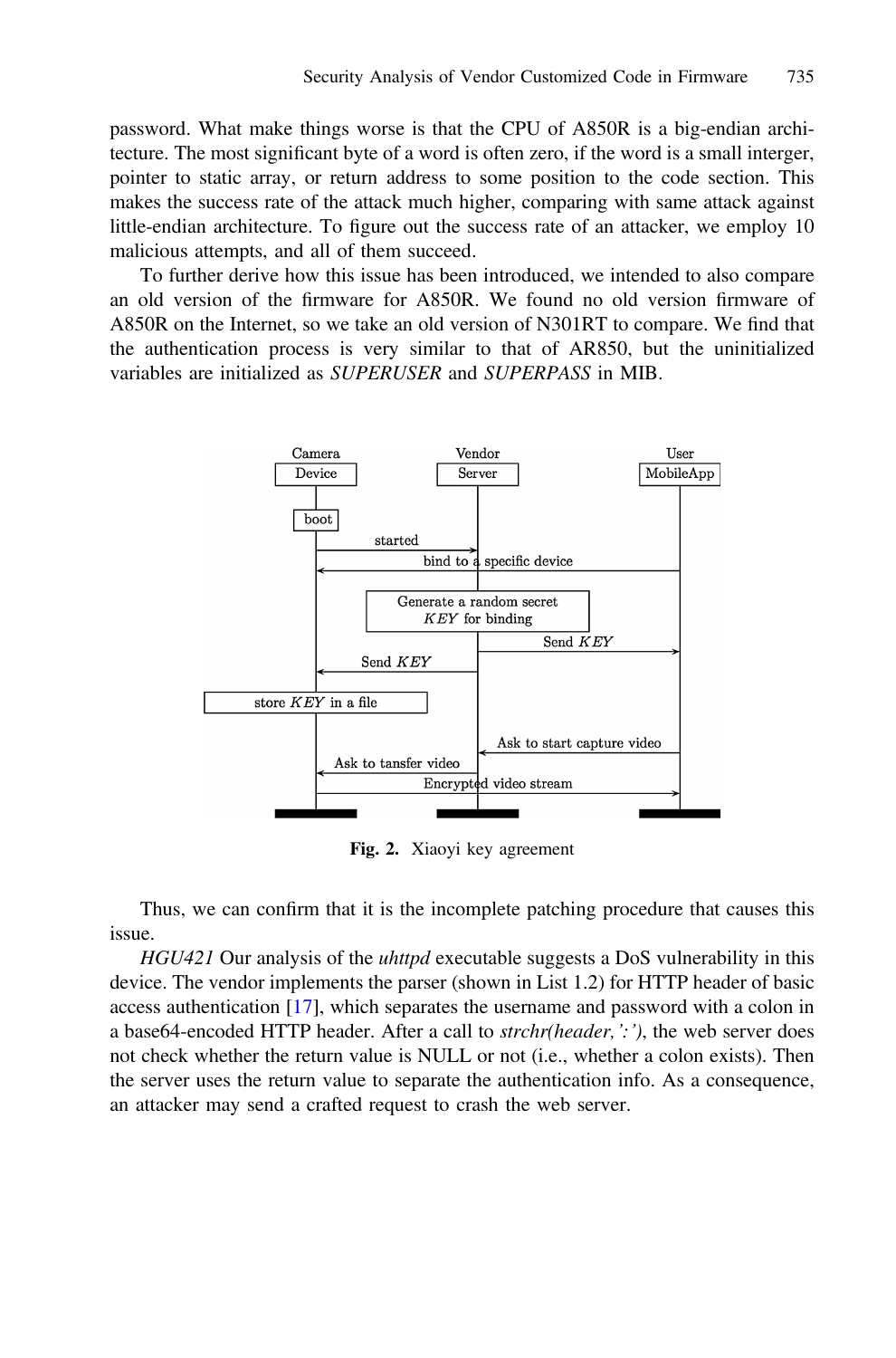password. What make things worse is that the CPU of A850R is a big-endian architecture. The most significant byte of a word is often zero, if the word is a small interger, pointer to static array, or return address to some position to the code section. This makes the success rate of the attack much higher, comparing with same attack against little-endian architecture. To figure out the success rate of an attacker, we employ 10 malicious attempts, and all of them succeed.

To further derive how this issue has been introduced, we intended to also compare an old version of the firmware for A850R. We found no old version firmware of A850R on the Internet, so we take an old version of N301RT to compare. We find that the authentication process is very similar to that of AR850, but the uninitialized variables are initialized as *SUPERUSER* and *SUPERPASS* in MIB.

**Fig. 2.** Xiaoyi key agreement

Thus, we can confirm that it is the incomplete patching procedure that causes this issue.

*HGU421* Our analysis of the *uhttpd* executable suggests a DoS vulnerability in this device. The vendor implements the parser (shown in List 1.2) for HTTP header of basic access authentication [17], which separates the username and password with a colon in a base64-encoded HTTP header. After a call to *strchr(header,':')*, the web server does not check whether the return value is NULL or not (i.e., whether a colon exists). Then the server uses the return value to separate the authentication info. As a consequence, an attacker may send a crafted request to crash the web server.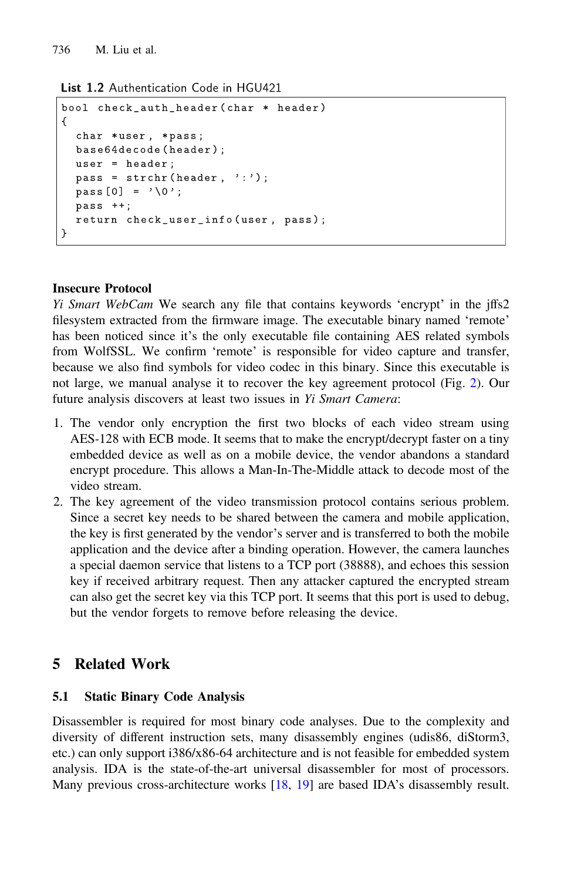**List 1.2** Authentication Code in HGU421

```
bool check_auth_header(char * header)
{
  char *user, *pass;
  base64decode(header);
  user = header;
  pass = strchr(header, ':');
  pass[0] = '\0';
  pass ++;
  return check_user_info(user, pass);
}
```

**Insecure Protocol**

*Yi Smart WebCam* We search any file that contains keywords 'encrypt' in the jffs2 filesystem extracted from the firmware image. The executable binary named 'remote' has been noticed since it's the only executable file containing AES related symbols from WolfSSL. We confirm 'remote' is responsible for video capture and transfer, because we also find symbols for video codec in this binary. Since this executable is not large, we manual analyse it to recover the key agreement protocol (Fig. 2). Our future analysis discovers at least two issues in *Yi Smart Camera*:

1. The vendor only encryption the first two blocks of each video stream using AES-128 with ECB mode. It seems that to make the encrypt/decrypt faster on a tiny embedded device as well as on a mobile device, the vendor abandons a standard encrypt procedure. This allows a Man-In-The-Middle attack to decode most of the video stream.
2. The key agreement of the video transmission protocol contains serious problem. Since a secret key needs to be shared between the camera and mobile application, the key is first generated by the vendor's server and is transferred to both the mobile application and the device after a binding operation. However, the camera launches a special daemon service that listens to a TCP port (38888), and echoes this session key if received arbitrary request. Then any attacker captured the encrypted stream can also get the secret key via this TCP port. It seems that this port is used to debug, but the vendor forgets to remove before releasing the device.

## 5 Related Work

### 5.1 Static Binary Code Analysis

Disassembler is required for most binary code analyses. Due to the complexity and diversity of different instruction sets, many disassembly engines (udis86, diStorm3, etc.) can only support i386/x86-64 architecture and is not feasible for embedded system analysis. IDA is the state-of-the-art universal disassembler for most of processors. Many previous cross-architecture works [18, 19] are based IDA's disassembly result.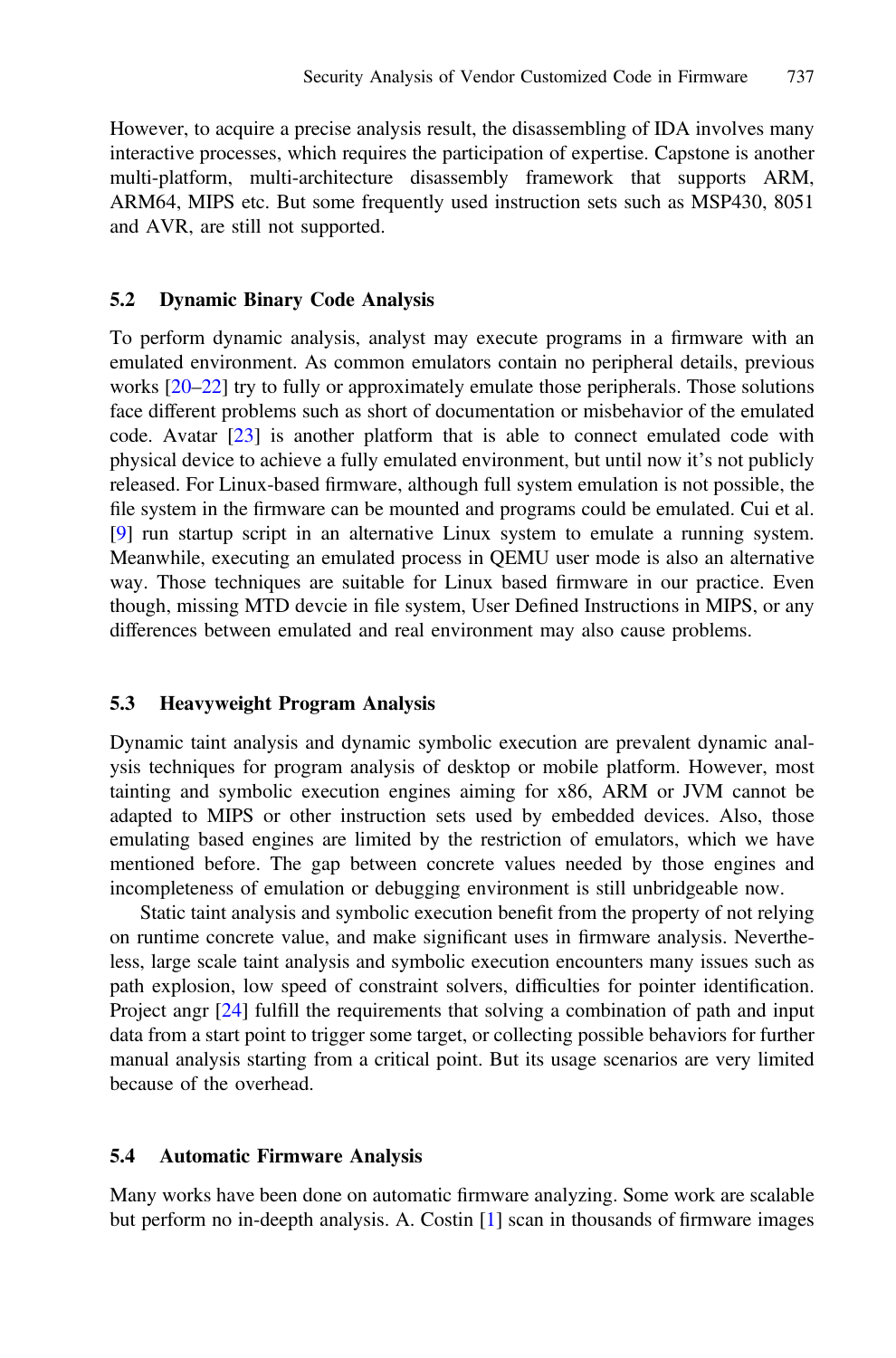However, to acquire a precise analysis result, the disassembling of IDA involves many interactive processes, which requires the participation of expertise. Capstone is another multi-platform, multi-architecture disassembly framework that supports ARM, ARM64, MIPS etc. But some frequently used instruction sets such as MSP430, 8051 and AVR, are still not supported.

### 5.2 Dynamic Binary Code Analysis

To perform dynamic analysis, analyst may execute programs in a firmware with an emulated environment. As common emulators contain no peripheral details, previous works [20–22] try to fully or approximately emulate those peripherals. Those solutions face different problems such as short of documentation or misbehavior of the emulated code. Avatar [23] is another platform that is able to connect emulated code with physical device to achieve a fully emulated environment, but until now it's not publicly released. For Linux-based firmware, although full system emulation is not possible, the file system in the firmware can be mounted and programs could be emulated. Cui et al. [9] run startup script in an alternative Linux system to emulate a running system. Meanwhile, executing an emulated process in QEMU user mode is also an alternative way. Those techniques are suitable for Linux based firmware in our practice. Even though, missing MTD devcie in file system, User Defined Instructions in MIPS, or any differences between emulated and real environment may also cause problems.

### 5.3 Heavyweight Program Analysis

Dynamic taint analysis and dynamic symbolic execution are prevalent dynamic analysis techniques for program analysis of desktop or mobile platform. However, most tainting and symbolic execution engines aiming for x86, ARM or JVM cannot be adapted to MIPS or other instruction sets used by embedded devices. Also, those emulating based engines are limited by the restriction of emulators, which we have mentioned before. The gap between concrete values needed by those engines and incompleteness of emulation or debugging environment is still unbridgeable now.

Static taint analysis and symbolic execution benefit from the property of not relying on runtime concrete value, and make significant uses in firmware analysis. Nevertheless, large scale taint analysis and symbolic execution encounters many issues such as path explosion, low speed of constraint solvers, difficulties for pointer identification. Project angr [24] fulfill the requirements that solving a combination of path and input data from a start point to trigger some target, or collecting possible behaviors for further manual analysis starting from a critical point. But its usage scenarios are very limited because of the overhead.

### 5.4 Automatic Firmware Analysis

Many works have been done on automatic firmware analyzing. Some work are scalable but perform no in-deepth analysis. A. Costin [1] scan in thousands of firmware images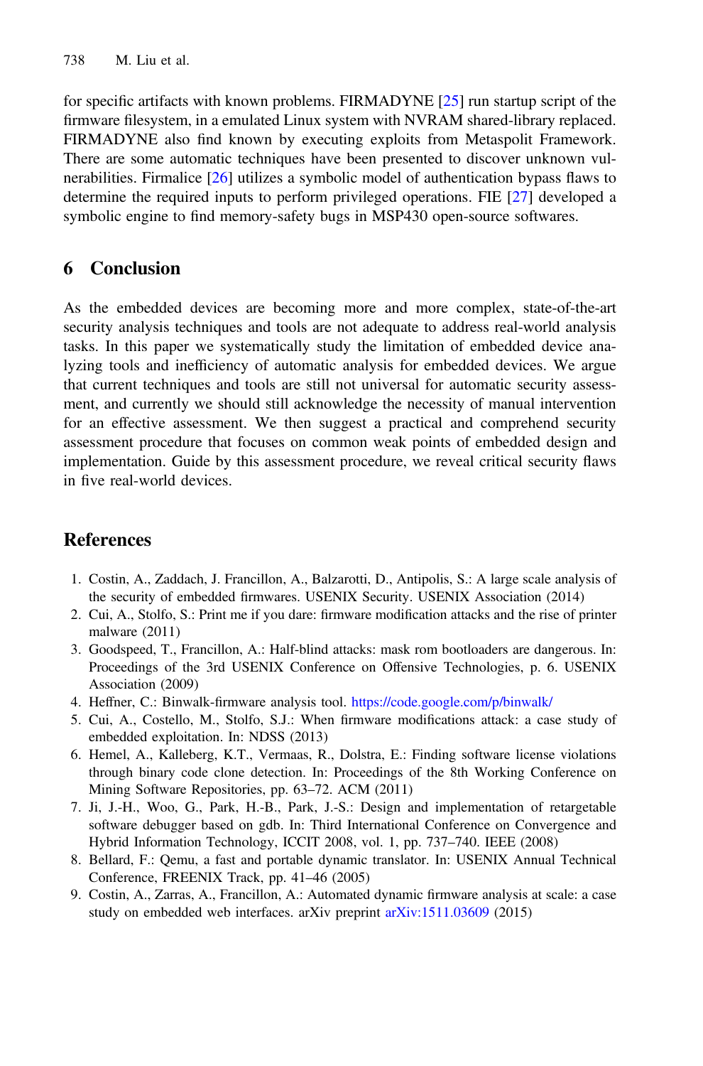for specific artifacts with known problems. FIRMADYNE [25] run startup script of the firmware filesystem, in a emulated Linux system with NVRAM shared-library replaced. FIRMADYNE also find known by executing exploits from Metaspolit Framework. There are some automatic techniques have been presented to discover unknown vulnerabilities. Firmalice [26] utilizes a symbolic model of authentication bypass flaws to determine the required inputs to perform privileged operations. FIE [27] developed a symbolic engine to find memory-safety bugs in MSP430 open-source softwares.

## 6 Conclusion

As the embedded devices are becoming more and more complex, state-of-the-art security analysis techniques and tools are not adequate to address real-world analysis tasks. In this paper we systematically study the limitation of embedded device analyzing tools and inefficiency of automatic analysis for embedded devices. We argue that current techniques and tools are still not universal for automatic security assessment, and currently we should still acknowledge the necessity of manual intervention for an effective assessment. We then suggest a practical and comprehend security assessment procedure that focuses on common weak points of embedded design and implementation. Guide by this assessment procedure, we reveal critical security flaws in five real-world devices.

## References

1. Costin, A., Zaddach, J. Francillon, A., Balzarotti, D., Antipolis, S.: A large scale analysis of the security of embedded firmwares. USENIX Security. USENIX Association (2014)
2. Cui, A., Stolfo, S.: Print me if you dare: firmware modification attacks and the rise of printer malware (2011)
3. Goodspeed, T., Francillon, A.: Half-blind attacks: mask rom bootloaders are dangerous. In: Proceedings of the 3rd USENIX Conference on Offensive Technologies, p. 6. USENIX Association (2009)
4. Heffner, C.: Binwalk-firmware analysis tool. https://code.google.com/p/binwalk/
5. Cui, A., Costello, M., Stolfo, S.J.: When firmware modifications attack: a case study of embedded exploitation. In: NDSS (2013)
6. Hemel, A., Kalleberg, K.T., Vermaas, R., Dolstra, E.: Finding software license violations through binary code clone detection. In: Proceedings of the 8th Working Conference on Mining Software Repositories, pp. 63–72. ACM (2011)
7. Ji, J.-H., Woo, G., Park, H.-B., Park, J.-S.: Design and implementation of retargetable software debugger based on gdb. In: Third International Conference on Convergence and Hybrid Information Technology, ICCIT 2008, vol. 1, pp. 737–740. IEEE (2008)
8. Bellard, F.: Qemu, a fast and portable dynamic translator. In: USENIX Annual Technical Conference, FREENIX Track, pp. 41–46 (2005)
9. Costin, A., Zarras, A., Francillon, A.: Automated dynamic firmware analysis at scale: a case study on embedded web interfaces. arXiv preprint arXiv:1511.03609 (2015)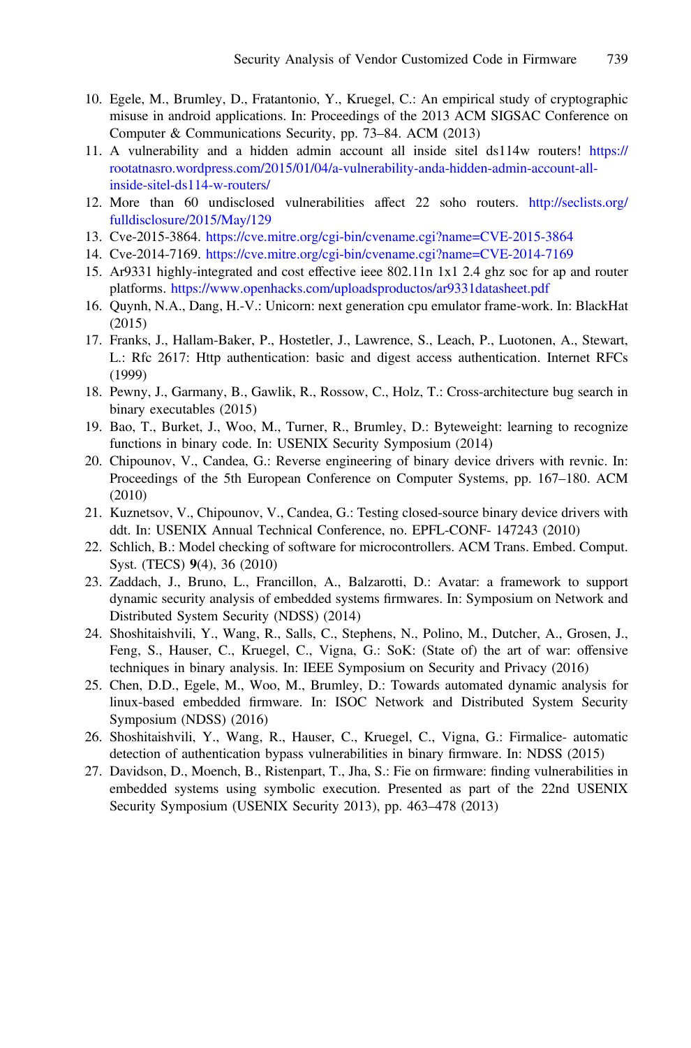10. Egele, M., Brumley, D., Fratantonio, Y., Kruegel, C.: An empirical study of cryptographic misuse in android applications. In: Proceedings of the 2013 ACM SIGSAC Conference on Computer & Communications Security, pp. 73–84. ACM (2013)
11. A vulnerability and a hidden admin account all inside sitel ds114w routers! https://rootatnasro.wordpress.com/2015/01/04/a-vulnerability-anda-hidden-admin-account-all-inside-sitel-ds114-w-routers/
12. More than 60 undisclosed vulnerabilities affect 22 soho routers. http://seclists.org/fulldisclosure/2015/May/129
13. Cve-2015-3864. https://cve.mitre.org/cgi-bin/cvename.cgi?name=CVE-2015-3864
14. Cve-2014-7169. https://cve.mitre.org/cgi-bin/cvename.cgi?name=CVE-2014-7169
15. Ar9331 highly-integrated and cost effective ieee 802.11n 1x1 2.4 ghz soc for ap and router platforms. https://www.openhacks.com/uploadsproductos/ar9331datasheet.pdf
16. Quynh, N.A., Dang, H.-V.: Unicorn: next generation cpu emulator frame-work. In: BlackHat (2015)
17. Franks, J., Hallam-Baker, P., Hostetler, J., Lawrence, S., Leach, P., Luotonen, A., Stewart, L.: Rfc 2617: Http authentication: basic and digest access authentication. Internet RFCs (1999)
18. Pewny, J., Garmany, B., Gawlik, R., Rossow, C., Holz, T.: Cross-architecture bug search in binary executables (2015)
19. Bao, T., Burket, J., Woo, M., Turner, R., Brumley, D.: Byteweight: learning to recognize functions in binary code. In: USENIX Security Symposium (2014)
20. Chipounov, V., Candea, G.: Reverse engineering of binary device drivers with revnic. In: Proceedings of the 5th European Conference on Computer Systems, pp. 167–180. ACM (2010)
21. Kuznetsov, V., Chipounov, V., Candea, G.: Testing closed-source binary device drivers with ddt. In: USENIX Annual Technical Conference, no. EPFL-CONF- 147243 (2010)
22. Schlich, B.: Model checking of software for microcontrollers. ACM Trans. Embed. Comput. Syst. (TECS) **9**(4), 36 (2010)
23. Zaddach, J., Bruno, L., Francillon, A., Balzarotti, D.: Avatar: a framework to support dynamic security analysis of embedded systems firmwares. In: Symposium on Network and Distributed System Security (NDSS) (2014)
24. Shoshitaishvili, Y., Wang, R., Salls, C., Stephens, N., Polino, M., Dutcher, A., Grosen, J., Feng, S., Hauser, C., Kruegel, C., Vigna, G.: SoK: (State of) the art of war: offensive techniques in binary analysis. In: IEEE Symposium on Security and Privacy (2016)
25. Chen, D.D., Egele, M., Woo, M., Brumley, D.: Towards automated dynamic analysis for linux-based embedded firmware. In: ISOC Network and Distributed System Security Symposium (NDSS) (2016)
26. Shoshitaishvili, Y., Wang, R., Hauser, C., Kruegel, C., Vigna, G.: Firmalice- automatic detection of authentication bypass vulnerabilities in binary firmware. In: NDSS (2015)
27. Davidson, D., Moench, B., Ristenpart, T., Jha, S.: Fie on firmware: finding vulnerabilities in embedded systems using symbolic execution. Presented as part of the 22nd USENIX Security Symposium (USENIX Security 2013), pp. 463–478 (2013)